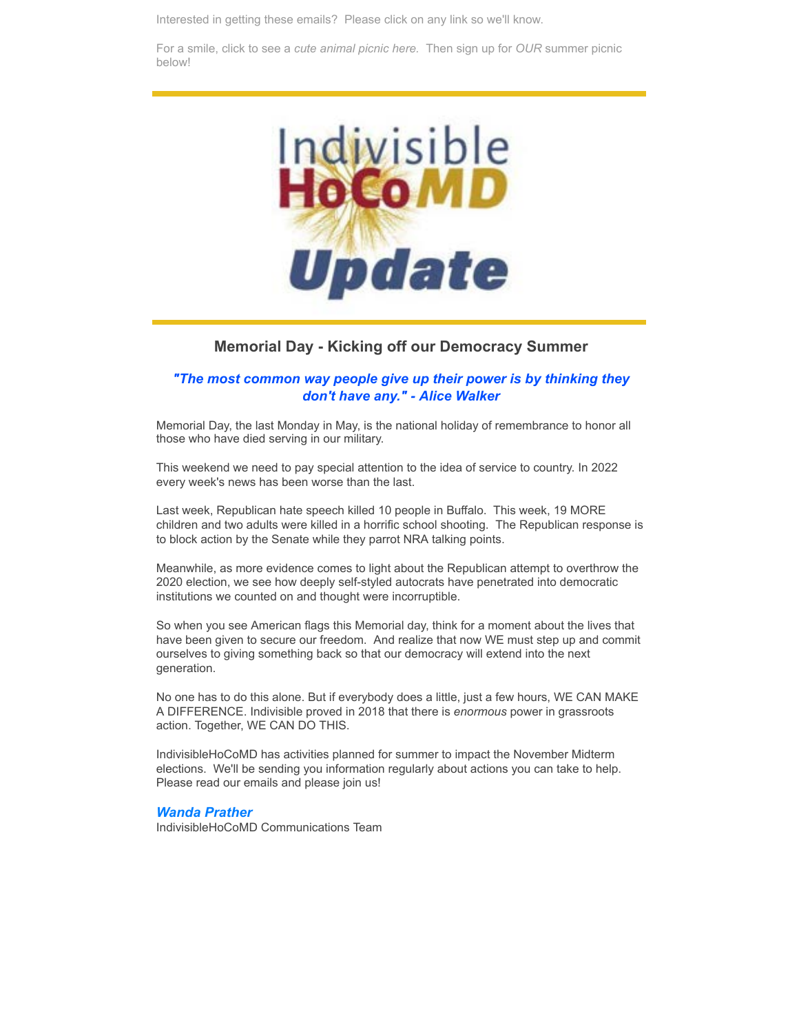Interested in getting these emails? Please click on any link so we'll know.

For a smile, click to see a *cute animal picnic here.* Then sign up for *OUR* summer picnic below!

Indivisible HoCoMD Update

## Memorial Day - Kicking off our Democracy Summer

***"The most common way people give up their power is by thinking they don't have any." - Alice Walker***

Memorial Day, the last Monday in May, is the national holiday of remembrance to honor all those who have died serving in our military.

This weekend we need to pay special attention to the idea of service to country. In 2022 every week's news has been worse than the last.

Last week, Republican hate speech killed 10 people in Buffalo. This week, 19 MORE children and two adults were killed in a horrific school shooting. The Republican response is to block action by the Senate while they parrot NRA talking points.

Meanwhile, as more evidence comes to light about the Republican attempt to overthrow the 2020 election, we see how deeply self-styled autocrats have penetrated into democratic institutions we counted on and thought were incorruptible.

So when you see American flags this Memorial day, think for a moment about the lives that have been given to secure our freedom. And realize that now WE must step up and commit ourselves to giving something back so that our democracy will extend into the next generation.

No one has to do this alone. But if everybody does a little, just a few hours, WE CAN MAKE A DIFFERENCE. Indivisible proved in 2018 that there is *enormous* power in grassroots action. Together, WE CAN DO THIS.

IndivisibleHoCoMD has activities planned for summer to impact the November Midterm elections. We'll be sending you information regularly about actions you can take to help. Please read our emails and please join us!

***Wanda Prather***
IndivisibleHoCoMD Communications Team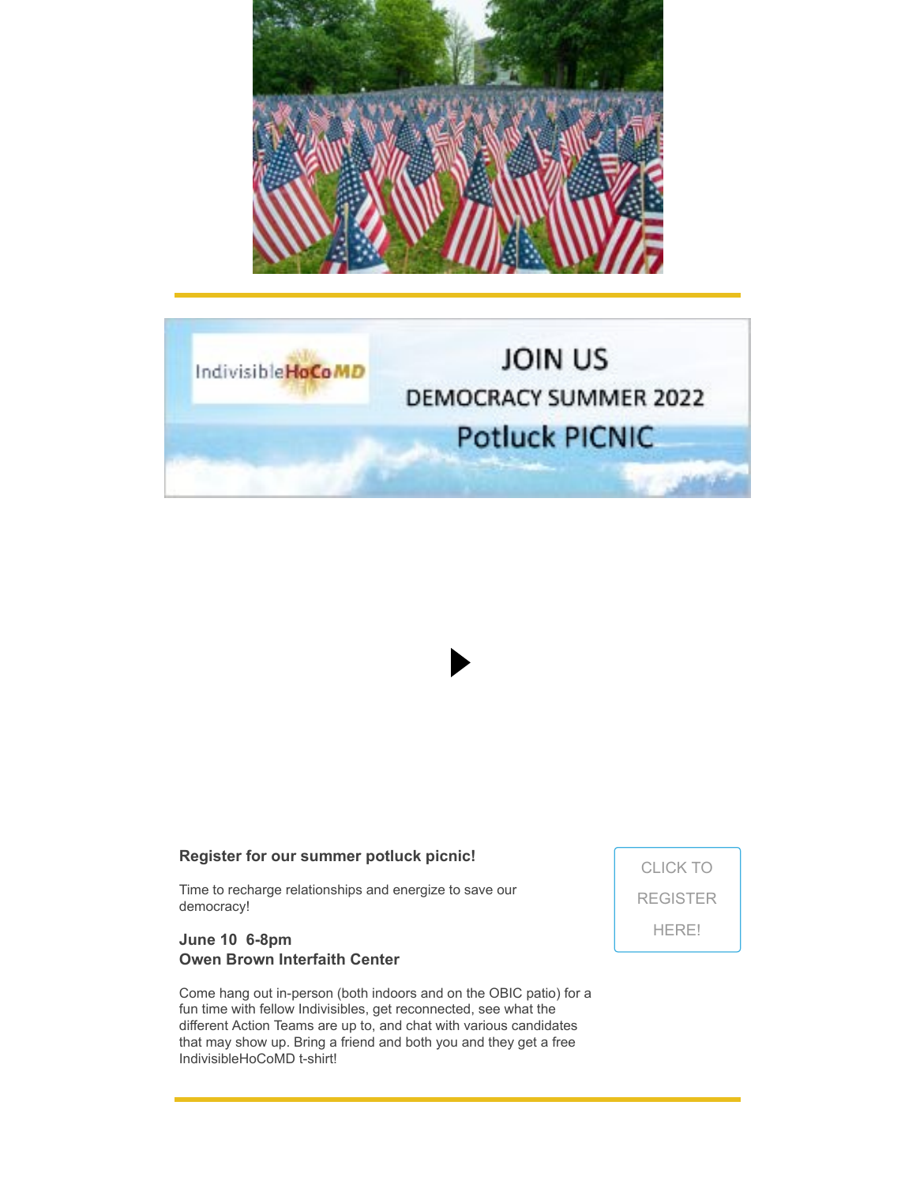**Register for our summer potluck picnic!**

Time to recharge relationships and energize to save our democracy!

**June 10 6-8pm**
**Owen Brown Interfaith Center**

Come hang out in-person (both indoors and on the OBIC patio) for a fun time with fellow Indivisibles, get reconnected, see what the different Action Teams are up to, and chat with various candidates that may show up. Bring a friend and both you and they get a free IndivisibleHoCoMD t-shirt!

CLICK TO REGISTER HERE!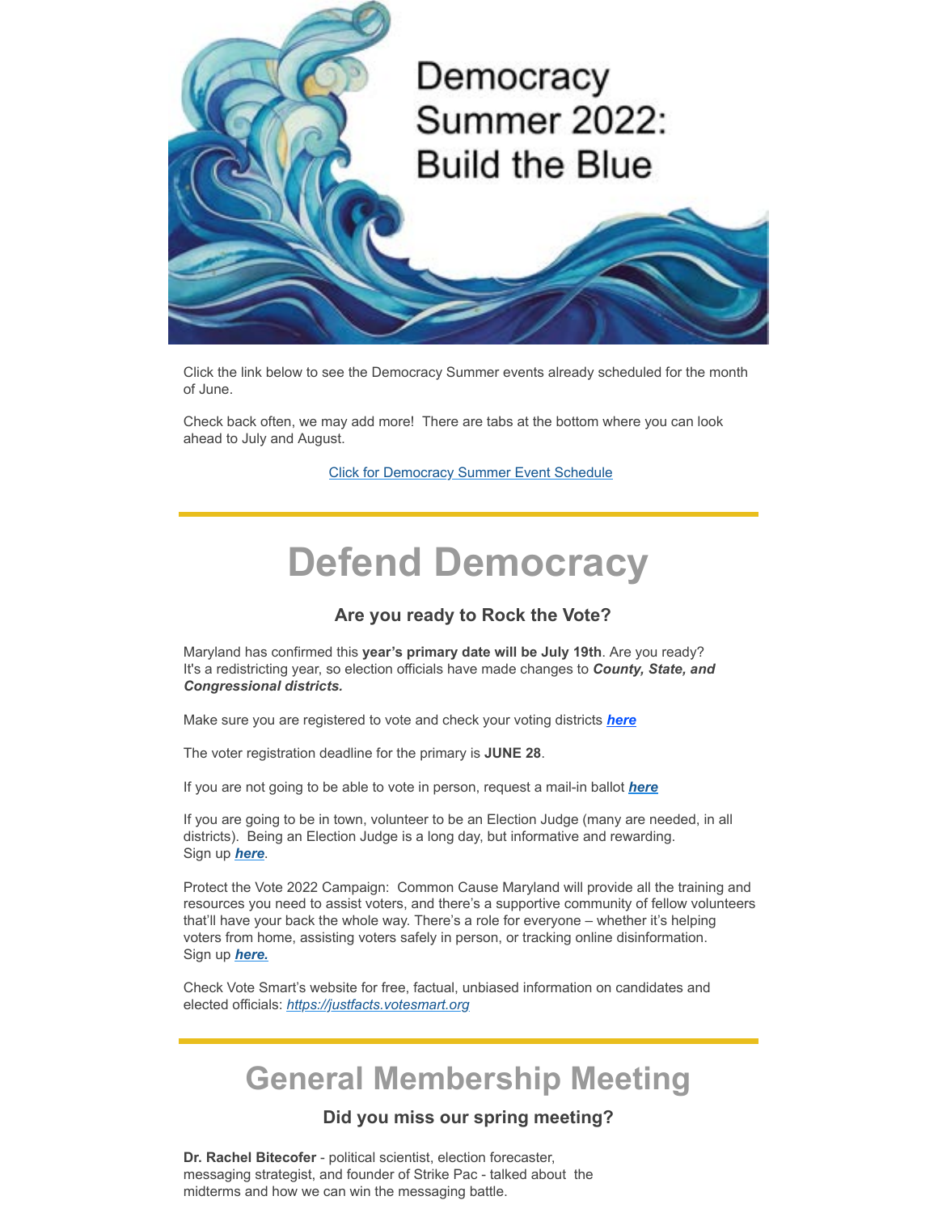Democracy Summer 2022: Build the Blue

Click the link below to see the Democracy Summer events already scheduled for the month of June.

Check back often, we may add more!  There are tabs at the bottom where you can look ahead to July and August.

Click for Democracy Summer Event Schedule

# Defend Democracy

### Are you ready to Rock the Vote?

Maryland has confirmed this **year's primary date will be July 19th**. Are you ready? It's a redistricting year, so election officials have made changes to ***County, State, and Congressional districts.***

Make sure you are registered to vote and check your voting districts ***here***

The voter registration deadline for the primary is **JUNE 28**.

If you are not going to be able to vote in person, request a mail-in ballot ***here***

If you are going to be in town, volunteer to be an Election Judge (many are needed, in all districts).  Being an Election Judge is a long day, but informative and rewarding.
Sign up ***here***.

Protect the Vote 2022 Campaign:  Common Cause Maryland will provide all the training and resources you need to assist voters, and there's a supportive community of fellow volunteers that'll have your back the whole way. There's a role for everyone – whether it's helping voters from home, assisting voters safely in person, or tracking online disinformation.
Sign up ***here.***

Check Vote Smart's website for free, factual, unbiased information on candidates and elected officials: *https://justfacts.votesmart.org*

# General Membership Meeting

### Did you miss our spring meeting?

**Dr. Rachel Bitecofer** - political scientist, election forecaster, messaging strategist, and founder of Strike Pac - talked about  the midterms and how we can win the messaging battle.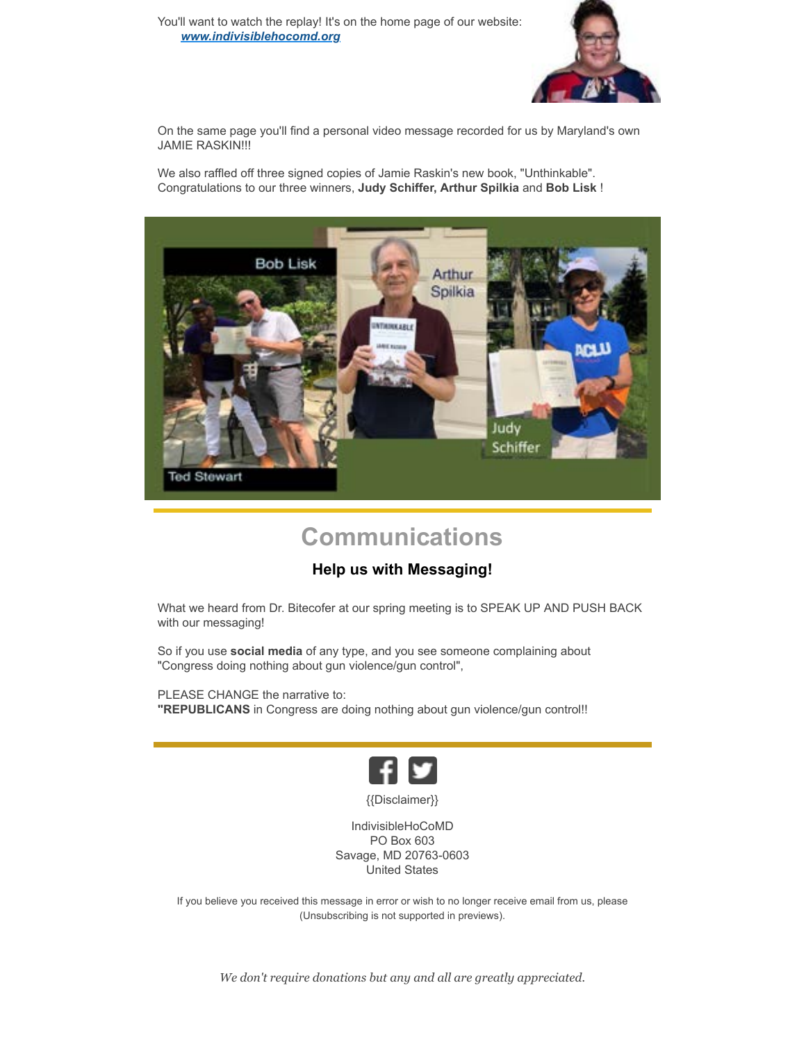You'll want to watch the replay! It's on the home page of our website: ***www.indivisiblehocomd.org***

On the same page you'll find a personal video message recorded for us by Maryland's own JAMIE RASKIN!!!

We also raffled off three signed copies of Jamie Raskin's new book, "Unthinkable". Congratulations to our three winners, **Judy Schiffer, Arthur Spilkia** and **Bob Lisk** !

# Communications

### Help us with Messaging!

What we heard from Dr. Bitecofer at our spring meeting is to SPEAK UP AND PUSH BACK with our messaging!

So if you use **social media** of any type, and you see someone complaining about "Congress doing nothing about gun violence/gun control",

PLEASE CHANGE the narrative to:
**"REPUBLICANS** in Congress are doing nothing about gun violence/gun control!!

{{Disclaimer}}

IndivisibleHoCoMD
PO Box 603
Savage, MD 20763-0603
United States

If you believe you received this message in error or wish to no longer receive email from us, please (Unsubscribing is not supported in previews).

*We don't require donations but any and all are greatly appreciated.*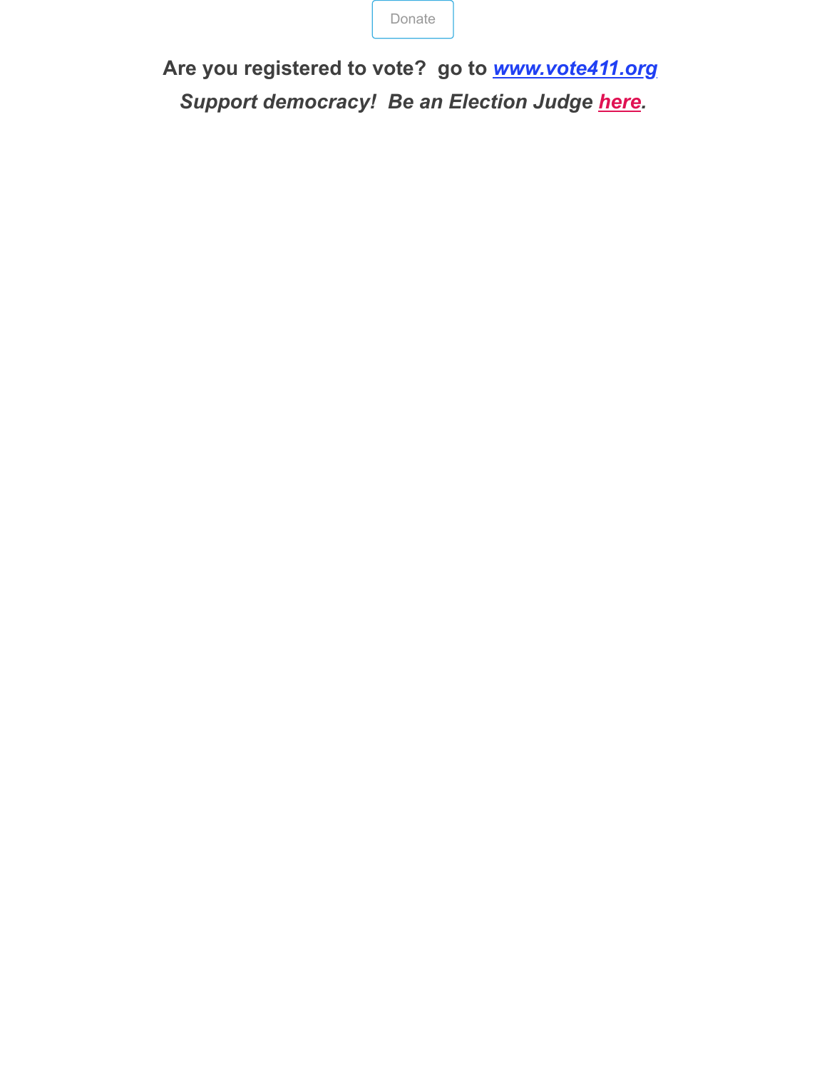Donate

**Are you registered to vote? go to [*www.vote411.org*](http://www.vote411.org)**

***Support democracy! Be an Election Judge here.***